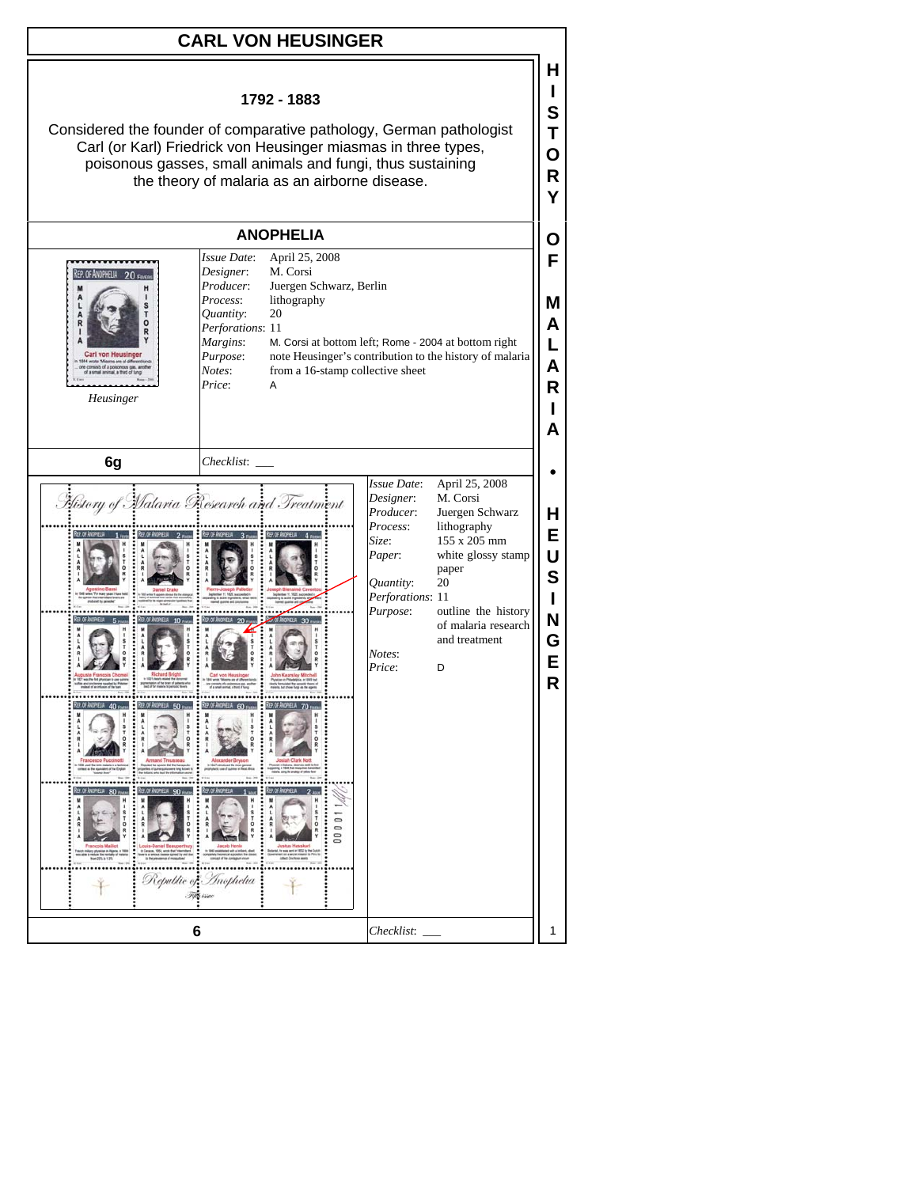# CARL VON HEUSINGER

**1792 - 1883**

Considered the founder of comparative pathology, German pathologist Carl (or Karl) Friedrick von Heusinger miasmas in three types, poisonous gasses, small animals and fungi, thus sustaining the theory of malaria as an airborne disease.

## ANOPHELIA

*Heusinger*

| | |
|---|---|
| *Issue Date*: | April 25, 2008 |
| *Designer*: | M. Corsi |
| *Producer*: | Juergen Schwarz, Berlin |
| *Process*: | lithography |
| *Quantity*: | 20 |
| *Perforations*: | 11 |
| *Margins*: | M. Corsi at bottom left; Rome - 2004 at bottom right |
| *Purpose*: | note Heusinger's contribution to the history of malaria |
| *Notes*: | from a 16-stamp collective sheet |
| *Price*: | A |

**6g** *Checklist*: ___

| | |
|---|---|
| *Issue Date*: | April 25, 2008 |
| *Designer*: | M. Corsi |
| *Producer*: | Juergen Schwarz |
| *Process*: | lithography |
| *Size*: | 155 x 205 mm |
| *Paper*: | white glossy stamp paper |
| *Quantity*: | 20 |
| *Perforations*: | 11 |
| *Purpose*: | outline the history of malaria research and treatment |
| *Notes*: | |
| *Price*: | D |

**6** *Checklist*: ___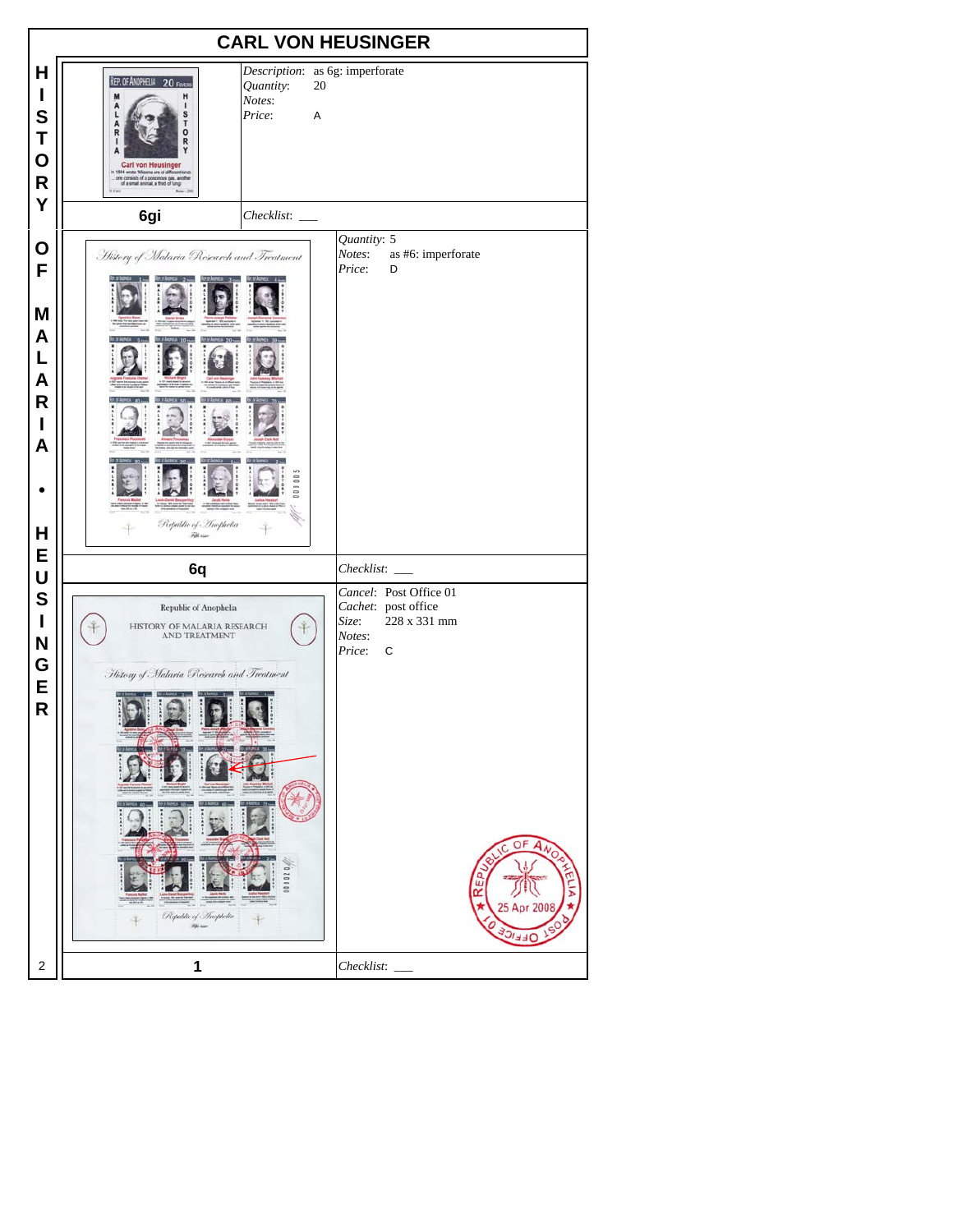# CARL VON HEUSINGER

HISTORY OF MALARIA • HEUSINGER

| | |
|---|---|
| | *Description*: as 6g: imperforate<br>*Quantity*: 20<br>*Notes*:<br>*Price*: A |
| **6gi** | *Checklist*: ___ |
| | *Quantity*: 5<br>*Notes*: as #6: imperforate<br>*Price*: D |
| **6q** | *Checklist*: ___ |
| | *Cancel*: Post Office 01<br>*Cachet*: post office<br>*Size*: 228 x 331 mm<br>*Notes*:<br>*Price*: C |
| **1** | *Checklist*: ___ |